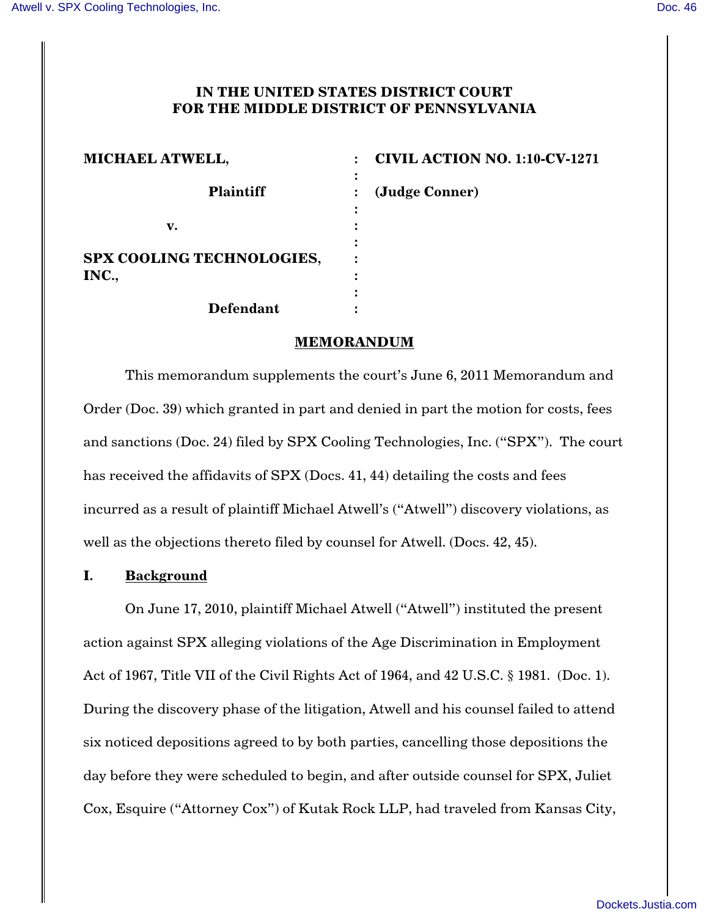**IN THE UNITED STATES DISTRICT COURT**
**FOR THE MIDDLE DISTRICT OF PENNSYLVANIA**

| | | |
|---|---|---|
| **MICHAEL ATWELL,** | : | **CIVIL ACTION NO. 1:10-CV-1271** |
| | : | |
| **Plaintiff** | : | **(Judge Conner)** |
| | : | |
| **v.** | : | |
| | : | |
| **SPX COOLING TECHNOLOGIES, INC.,** | : | |
| | : | |
| **Defendant** | : | |

## MEMORANDUM

This memorandum supplements the court's June 6, 2011 Memorandum and Order (Doc. 39) which granted in part and denied in part the motion for costs, fees and sanctions (Doc. 24) filed by SPX Cooling Technologies, Inc. ("SPX"). The court has received the affidavits of SPX (Docs. 41, 44) detailing the costs and fees incurred as a result of plaintiff Michael Atwell's ("Atwell") discovery violations, as well as the objections thereto filed by counsel for Atwell. (Docs. 42, 45).

## I. Background

On June 17, 2010, plaintiff Michael Atwell ("Atwell") instituted the present action against SPX alleging violations of the Age Discrimination in Employment Act of 1967, Title VII of the Civil Rights Act of 1964, and 42 U.S.C. § 1981. (Doc. 1). During the discovery phase of the litigation, Atwell and his counsel failed to attend six noticed depositions agreed to by both parties, cancelling those depositions the day before they were scheduled to begin, and after outside counsel for SPX, Juliet Cox, Esquire ("Attorney Cox") of Kutak Rock LLP, had traveled from Kansas City,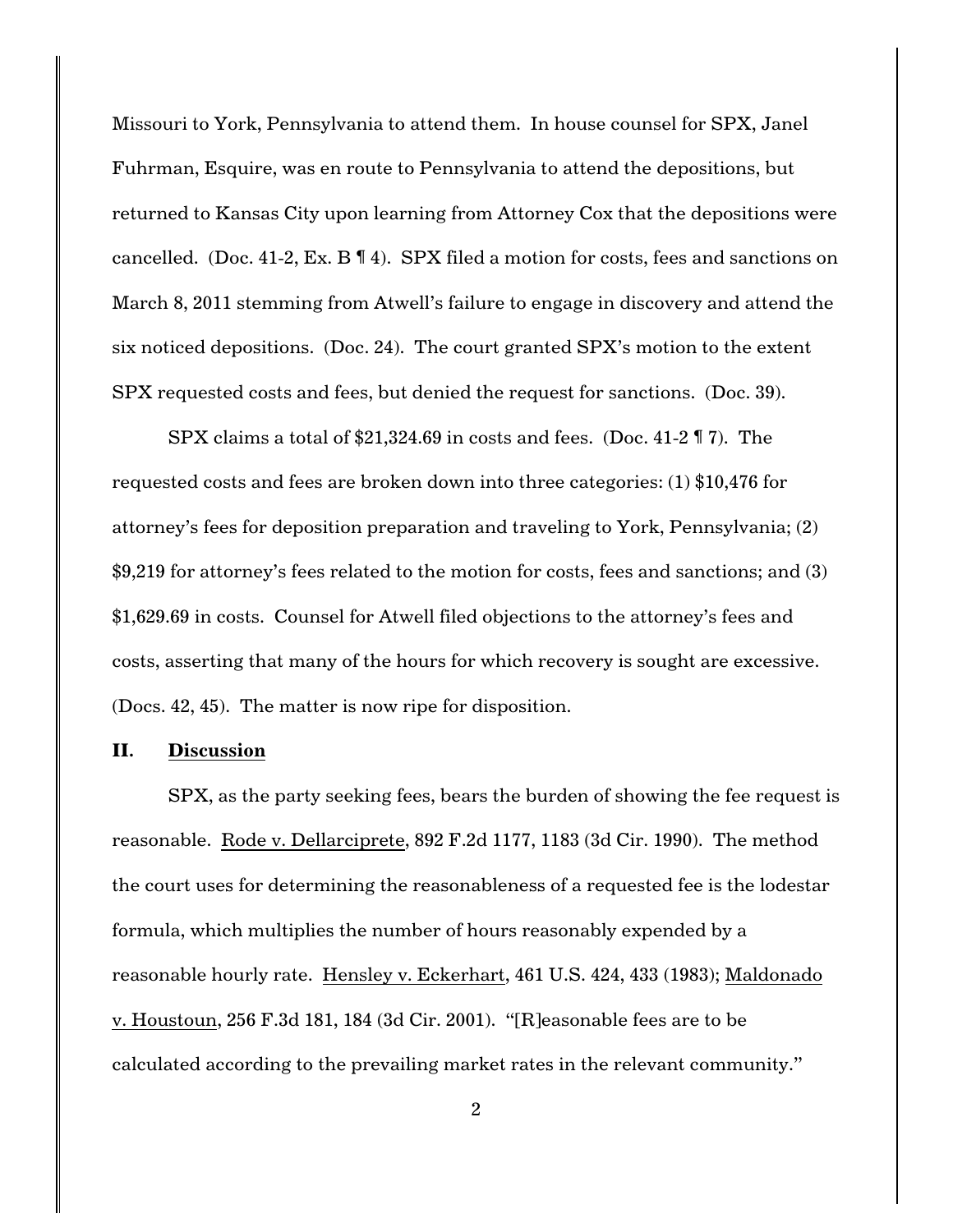Missouri to York, Pennsylvania to attend them. In house counsel for SPX, Janel Fuhrman, Esquire, was en route to Pennsylvania to attend the depositions, but returned to Kansas City upon learning from Attorney Cox that the depositions were cancelled. (Doc. 41-2, Ex. B ¶ 4). SPX filed a motion for costs, fees and sanctions on March 8, 2011 stemming from Atwell's failure to engage in discovery and attend the six noticed depositions. (Doc. 24). The court granted SPX's motion to the extent SPX requested costs and fees, but denied the request for sanctions. (Doc. 39).

SPX claims a total of $21,324.69 in costs and fees. (Doc. 41-2 ¶ 7). The requested costs and fees are broken down into three categories: (1) $10,476 for attorney's fees for deposition preparation and traveling to York, Pennsylvania; (2) $9,219 for attorney's fees related to the motion for costs, fees and sanctions; and (3) $1,629.69 in costs. Counsel for Atwell filed objections to the attorney's fees and costs, asserting that many of the hours for which recovery is sought are excessive. (Docs. 42, 45). The matter is now ripe for disposition.

## II. Discussion

SPX, as the party seeking fees, bears the burden of showing the fee request is reasonable. Rode v. Dellarciprete, 892 F.2d 1177, 1183 (3d Cir. 1990). The method the court uses for determining the reasonableness of a requested fee is the lodestar formula, which multiplies the number of hours reasonably expended by a reasonable hourly rate. Hensley v. Eckerhart, 461 U.S. 424, 433 (1983); Maldonado v. Houstoun, 256 F.3d 181, 184 (3d Cir. 2001). "[R]easonable fees are to be calculated according to the prevailing market rates in the relevant community."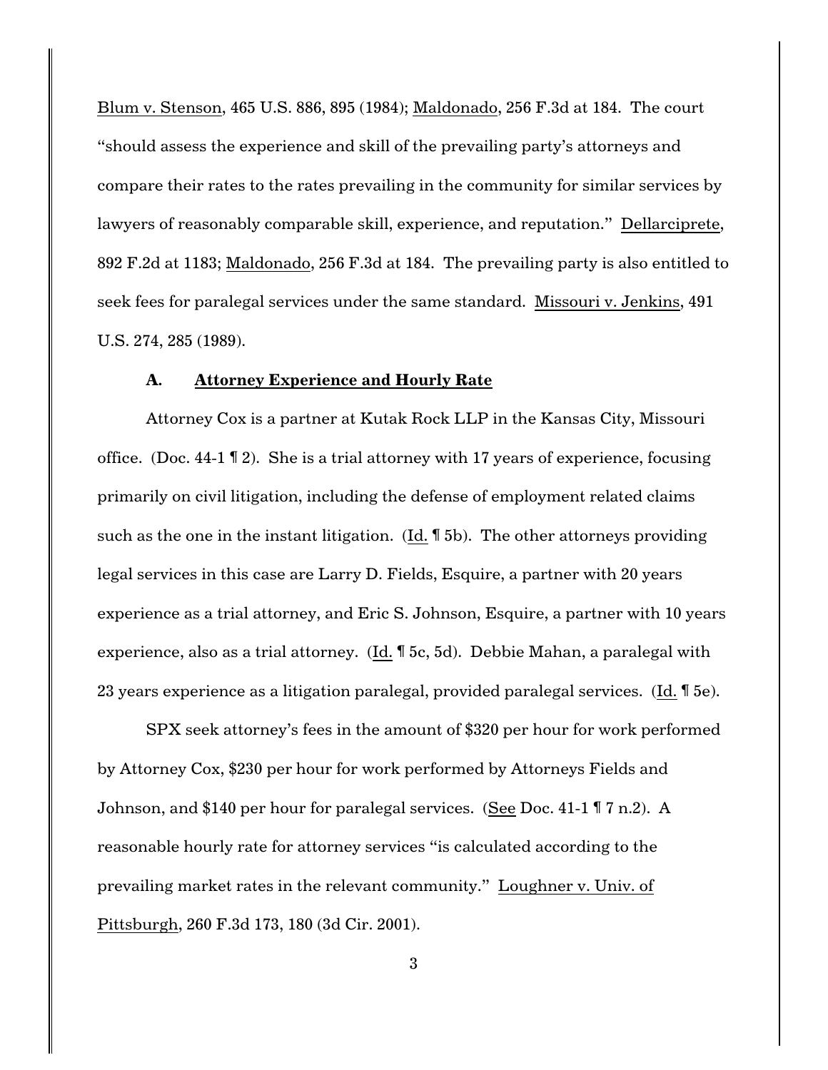Blum v. Stenson, 465 U.S. 886, 895 (1984); Maldonado, 256 F.3d at 184. The court "should assess the experience and skill of the prevailing party's attorneys and compare their rates to the rates prevailing in the community for similar services by lawyers of reasonably comparable skill, experience, and reputation." Dellarciprete, 892 F.2d at 1183; Maldonado, 256 F.3d at 184. The prevailing party is also entitled to seek fees for paralegal services under the same standard. Missouri v. Jenkins, 491 U.S. 274, 285 (1989).

### A. Attorney Experience and Hourly Rate

Attorney Cox is a partner at Kutak Rock LLP in the Kansas City, Missouri office. (Doc. 44-1 ¶ 2). She is a trial attorney with 17 years of experience, focusing primarily on civil litigation, including the defense of employment related claims such as the one in the instant litigation. (Id. ¶ 5b). The other attorneys providing legal services in this case are Larry D. Fields, Esquire, a partner with 20 years experience as a trial attorney, and Eric S. Johnson, Esquire, a partner with 10 years experience, also as a trial attorney. (Id. ¶ 5c, 5d). Debbie Mahan, a paralegal with 23 years experience as a litigation paralegal, provided paralegal services. (Id. ¶ 5e).

SPX seek attorney's fees in the amount of $320 per hour for work performed by Attorney Cox, $230 per hour for work performed by Attorneys Fields and Johnson, and $140 per hour for paralegal services. (See Doc. 41-1 ¶ 7 n.2). A reasonable hourly rate for attorney services "is calculated according to the prevailing market rates in the relevant community." Loughner v. Univ. of Pittsburgh, 260 F.3d 173, 180 (3d Cir. 2001).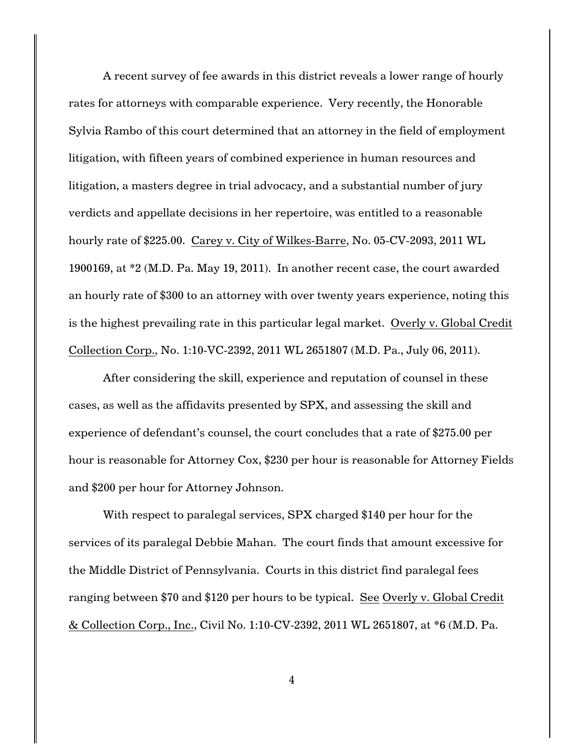A recent survey of fee awards in this district reveals a lower range of hourly rates for attorneys with comparable experience. Very recently, the Honorable Sylvia Rambo of this court determined that an attorney in the field of employment litigation, with fifteen years of combined experience in human resources and litigation, a masters degree in trial advocacy, and a substantial number of jury verdicts and appellate decisions in her repertoire, was entitled to a reasonable hourly rate of $225.00. Carey v. City of Wilkes-Barre, No. 05-CV-2093, 2011 WL 1900169, at *2 (M.D. Pa. May 19, 2011). In another recent case, the court awarded an hourly rate of $300 to an attorney with over twenty years experience, noting this is the highest prevailing rate in this particular legal market. Overly v. Global Credit Collection Corp., No. 1:10-VC-2392, 2011 WL 2651807 (M.D. Pa., July 06, 2011).

After considering the skill, experience and reputation of counsel in these cases, as well as the affidavits presented by SPX, and assessing the skill and experience of defendant's counsel, the court concludes that a rate of $275.00 per hour is reasonable for Attorney Cox, $230 per hour is reasonable for Attorney Fields and $200 per hour for Attorney Johnson.

With respect to paralegal services, SPX charged $140 per hour for the services of its paralegal Debbie Mahan. The court finds that amount excessive for the Middle District of Pennsylvania. Courts in this district find paralegal fees ranging between $70 and $120 per hours to be typical. See Overly v. Global Credit & Collection Corp., Inc., Civil No. 1:10-CV-2392, 2011 WL 2651807, at *6 (M.D. Pa.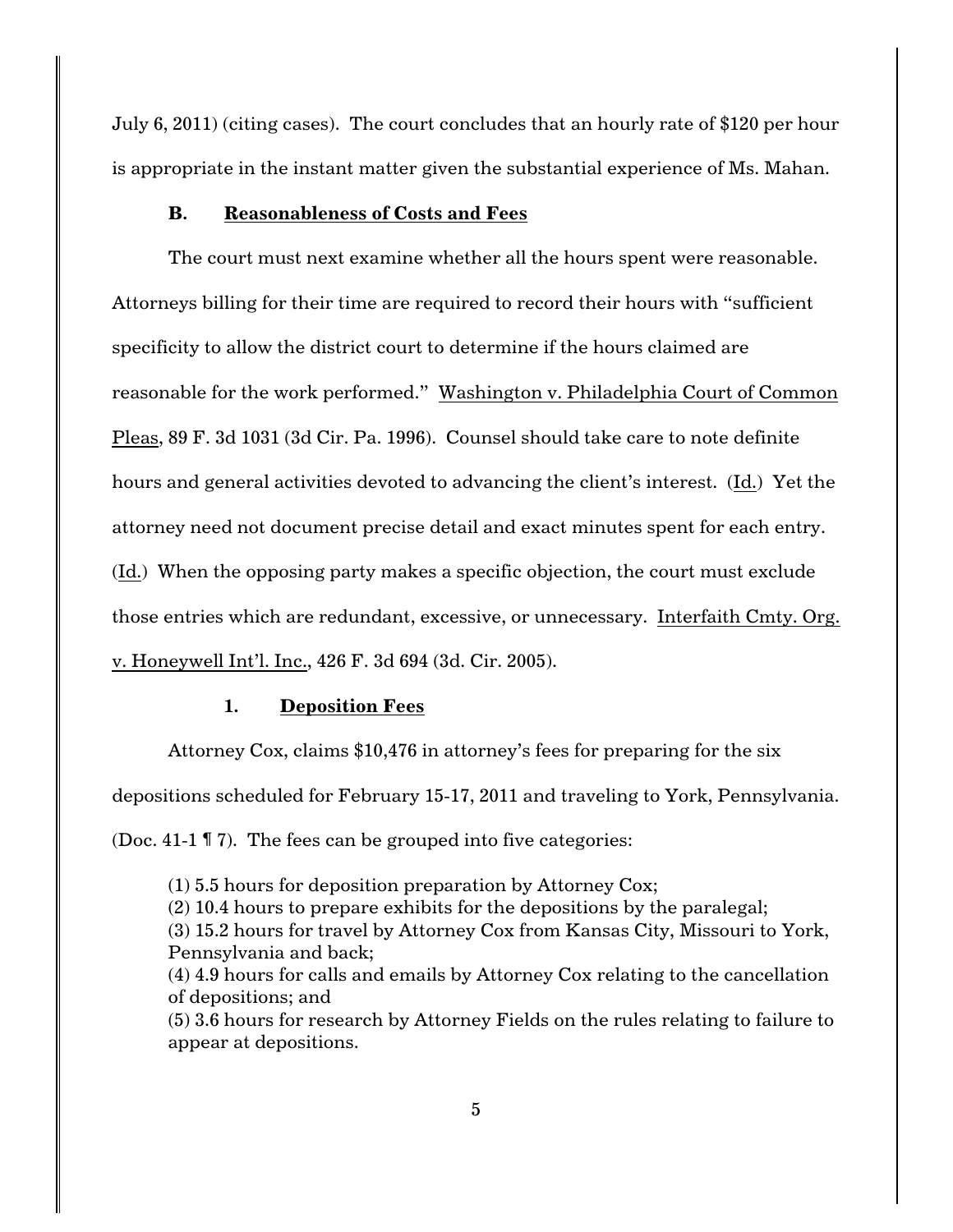July 6, 2011) (citing cases). The court concludes that an hourly rate of $120 per hour is appropriate in the instant matter given the substantial experience of Ms. Mahan.

### B. Reasonableness of Costs and Fees

The court must next examine whether all the hours spent were reasonable. Attorneys billing for their time are required to record their hours with "sufficient specificity to allow the district court to determine if the hours claimed are reasonable for the work performed." Washington v. Philadelphia Court of Common Pleas, 89 F. 3d 1031 (3d Cir. Pa. 1996). Counsel should take care to note definite hours and general activities devoted to advancing the client's interest. (Id.) Yet the attorney need not document precise detail and exact minutes spent for each entry. (Id.) When the opposing party makes a specific objection, the court must exclude those entries which are redundant, excessive, or unnecessary. Interfaith Cmty. Org. v. Honeywell Int'l. Inc., 426 F. 3d 694 (3d. Cir. 2005).

#### 1. Deposition Fees

Attorney Cox, claims $10,476 in attorney's fees for preparing for the six depositions scheduled for February 15-17, 2011 and traveling to York, Pennsylvania. (Doc. 41-1 ¶ 7). The fees can be grouped into five categories:

(1) 5.5 hours for deposition preparation by Attorney Cox;
(2) 10.4 hours to prepare exhibits for the depositions by the paralegal;
(3) 15.2 hours for travel by Attorney Cox from Kansas City, Missouri to York, Pennsylvania and back;
(4) 4.9 hours for calls and emails by Attorney Cox relating to the cancellation of depositions; and
(5) 3.6 hours for research by Attorney Fields on the rules relating to failure to appear at depositions.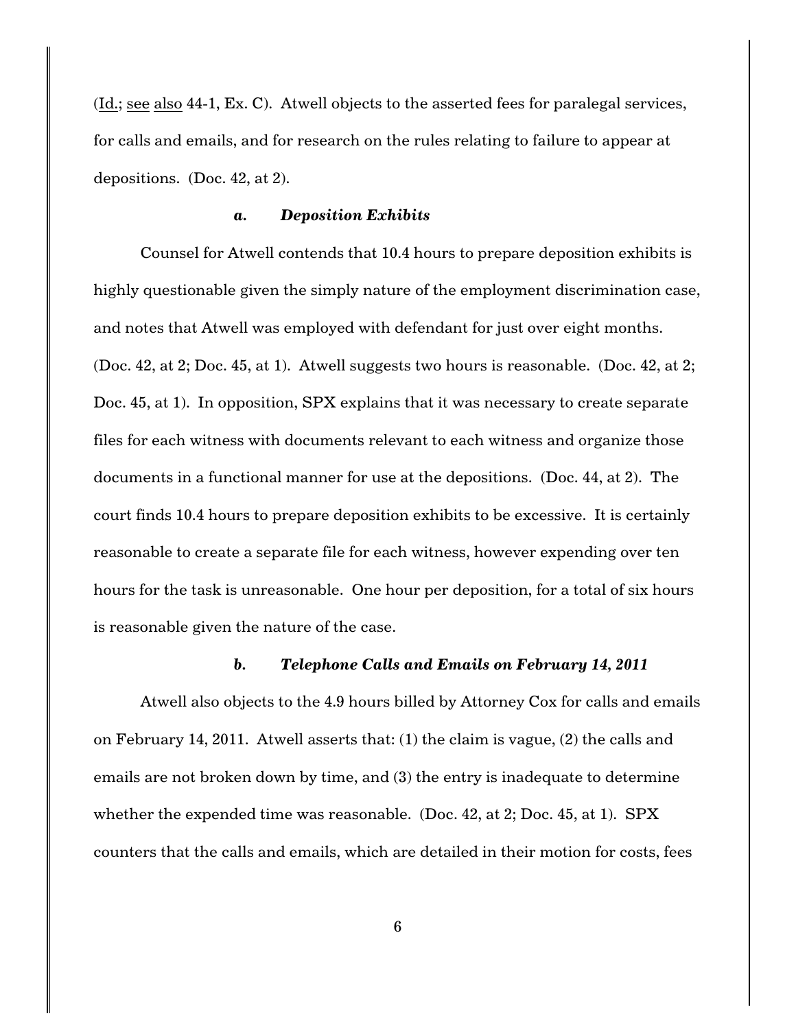(Id.; see also 44-1, Ex. C). Atwell objects to the asserted fees for paralegal services, for calls and emails, and for research on the rules relating to failure to appear at depositions. (Doc. 42, at 2).

### *a. Deposition Exhibits*

Counsel for Atwell contends that 10.4 hours to prepare deposition exhibits is highly questionable given the simply nature of the employment discrimination case, and notes that Atwell was employed with defendant for just over eight months. (Doc. 42, at 2; Doc. 45, at 1). Atwell suggests two hours is reasonable. (Doc. 42, at 2; Doc. 45, at 1). In opposition, SPX explains that it was necessary to create separate files for each witness with documents relevant to each witness and organize those documents in a functional manner for use at the depositions. (Doc. 44, at 2). The court finds 10.4 hours to prepare deposition exhibits to be excessive. It is certainly reasonable to create a separate file for each witness, however expending over ten hours for the task is unreasonable. One hour per deposition, for a total of six hours is reasonable given the nature of the case.

### *b. Telephone Calls and Emails on February 14, 2011*

Atwell also objects to the 4.9 hours billed by Attorney Cox for calls and emails on February 14, 2011. Atwell asserts that: (1) the claim is vague, (2) the calls and emails are not broken down by time, and (3) the entry is inadequate to determine whether the expended time was reasonable. (Doc. 42, at 2; Doc. 45, at 1). SPX counters that the calls and emails, which are detailed in their motion for costs, fees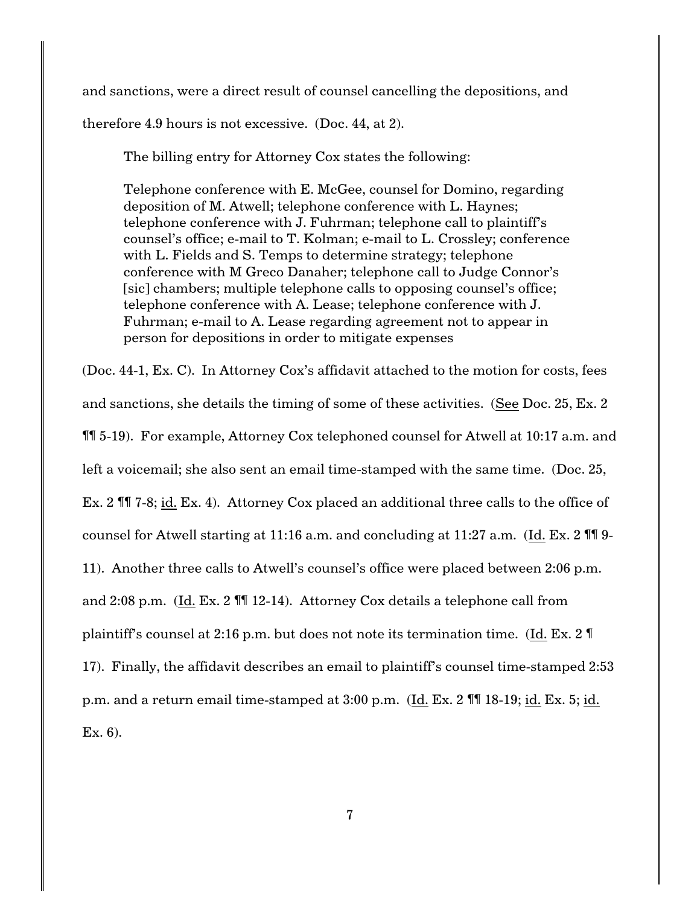and sanctions, were a direct result of counsel cancelling the depositions, and therefore 4.9 hours is not excessive. (Doc. 44, at 2).

The billing entry for Attorney Cox states the following:

> Telephone conference with E. McGee, counsel for Domino, regarding deposition of M. Atwell; telephone conference with L. Haynes; telephone conference with J. Fuhrman; telephone call to plaintiff's counsel's office; e-mail to T. Kolman; e-mail to L. Crossley; conference with L. Fields and S. Temps to determine strategy; telephone conference with M Greco Danaher; telephone call to Judge Connor's [sic] chambers; multiple telephone calls to opposing counsel's office; telephone conference with A. Lease; telephone conference with J. Fuhrman; e-mail to A. Lease regarding agreement not to appear in person for depositions in order to mitigate expenses

(Doc. 44-1, Ex. C). In Attorney Cox's affidavit attached to the motion for costs, fees and sanctions, she details the timing of some of these activities. (See Doc. 25, Ex. 2 ¶¶ 5-19). For example, Attorney Cox telephoned counsel for Atwell at 10:17 a.m. and left a voicemail; she also sent an email time-stamped with the same time. (Doc. 25, Ex. 2 ¶¶ 7-8; id. Ex. 4). Attorney Cox placed an additional three calls to the office of counsel for Atwell starting at 11:16 a.m. and concluding at 11:27 a.m. (Id. Ex. 2 ¶¶ 9-11). Another three calls to Atwell's counsel's office were placed between 2:06 p.m. and 2:08 p.m. (Id. Ex. 2 ¶¶ 12-14). Attorney Cox details a telephone call from plaintiff's counsel at 2:16 p.m. but does not note its termination time. (Id. Ex. 2 ¶ 17). Finally, the affidavit describes an email to plaintiff's counsel time-stamped 2:53 p.m. and a return email time-stamped at 3:00 p.m. (Id. Ex. 2 ¶¶ 18-19; id. Ex. 5; id. Ex. 6).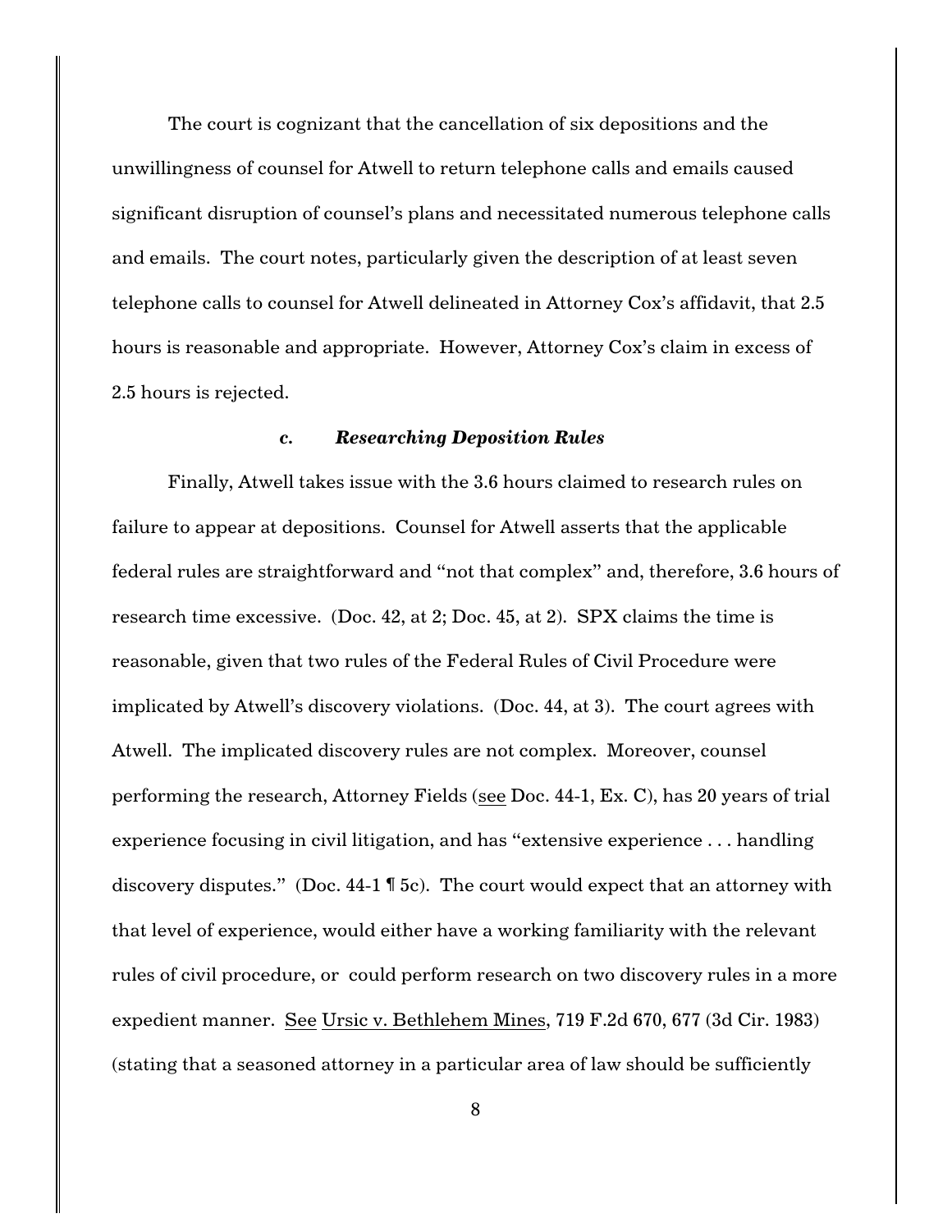The court is cognizant that the cancellation of six depositions and the unwillingness of counsel for Atwell to return telephone calls and emails caused significant disruption of counsel's plans and necessitated numerous telephone calls and emails. The court notes, particularly given the description of at least seven telephone calls to counsel for Atwell delineated in Attorney Cox's affidavit, that 2.5 hours is reasonable and appropriate. However, Attorney Cox's claim in excess of 2.5 hours is rejected.

### *c. Researching Deposition Rules*

Finally, Atwell takes issue with the 3.6 hours claimed to research rules on failure to appear at depositions. Counsel for Atwell asserts that the applicable federal rules are straightforward and "not that complex" and, therefore, 3.6 hours of research time excessive. (Doc. 42, at 2; Doc. 45, at 2). SPX claims the time is reasonable, given that two rules of the Federal Rules of Civil Procedure were implicated by Atwell's discovery violations. (Doc. 44, at 3). The court agrees with Atwell. The implicated discovery rules are not complex. Moreover, counsel performing the research, Attorney Fields (see Doc. 44-1, Ex. C), has 20 years of trial experience focusing in civil litigation, and has "extensive experience . . . handling discovery disputes." (Doc. 44-1 ¶ 5c). The court would expect that an attorney with that level of experience, would either have a working familiarity with the relevant rules of civil procedure, or could perform research on two discovery rules in a more expedient manner. See Ursic v. Bethlehem Mines, 719 F.2d 670, 677 (3d Cir. 1983) (stating that a seasoned attorney in a particular area of law should be sufficiently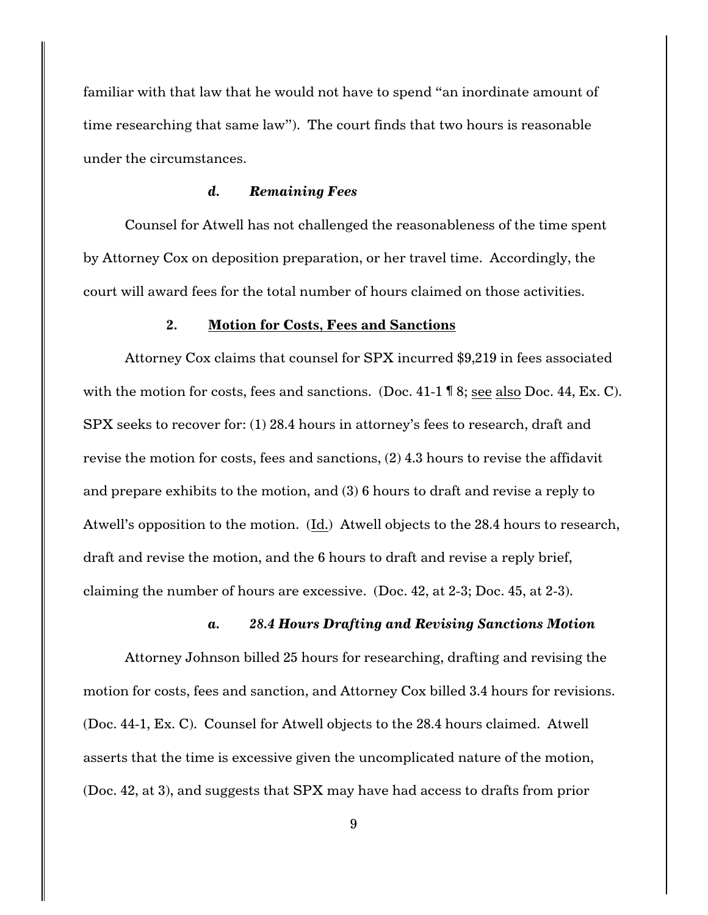familiar with that law that he would not have to spend "an inordinate amount of time researching that same law"). The court finds that two hours is reasonable under the circumstances.

#### *d. Remaining Fees*

Counsel for Atwell has not challenged the reasonableness of the time spent by Attorney Cox on deposition preparation, or her travel time. Accordingly, the court will award fees for the total number of hours claimed on those activities.

### 2. Motion for Costs, Fees and Sanctions

Attorney Cox claims that counsel for SPX incurred $9,219 in fees associated with the motion for costs, fees and sanctions. (Doc. 41-1 ¶ 8; see also Doc. 44, Ex. C). SPX seeks to recover for: (1) 28.4 hours in attorney's fees to research, draft and revise the motion for costs, fees and sanctions, (2) 4.3 hours to revise the affidavit and prepare exhibits to the motion, and (3) 6 hours to draft and revise a reply to Atwell's opposition to the motion. (Id.) Atwell objects to the 28.4 hours to research, draft and revise the motion, and the 6 hours to draft and revise a reply brief, claiming the number of hours are excessive. (Doc. 42, at 2-3; Doc. 45, at 2-3).

#### *a. 28.4 Hours Drafting and Revising Sanctions Motion*

Attorney Johnson billed 25 hours for researching, drafting and revising the motion for costs, fees and sanction, and Attorney Cox billed 3.4 hours for revisions. (Doc. 44-1, Ex. C). Counsel for Atwell objects to the 28.4 hours claimed. Atwell asserts that the time is excessive given the uncomplicated nature of the motion, (Doc. 42, at 3), and suggests that SPX may have had access to drafts from prior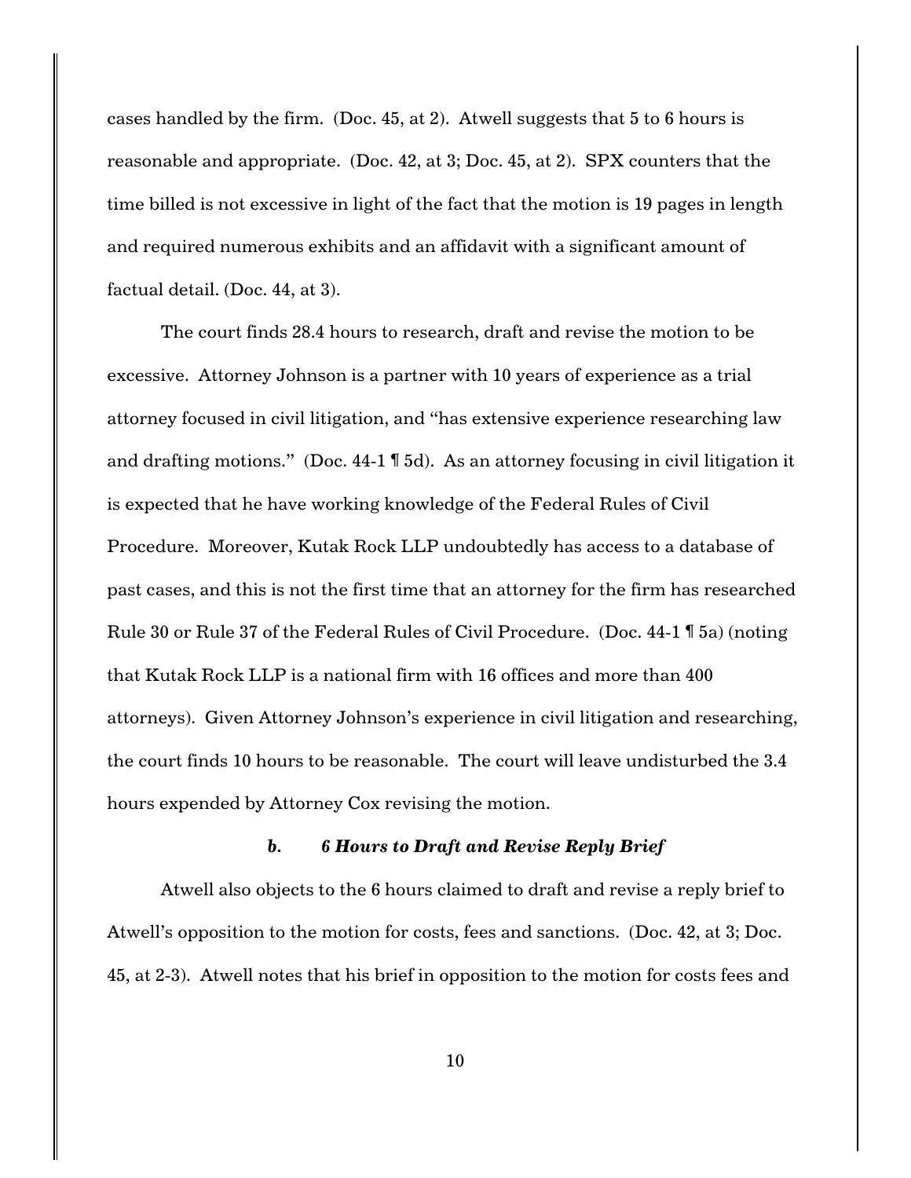cases handled by the firm. (Doc. 45, at 2). Atwell suggests that 5 to 6 hours is reasonable and appropriate. (Doc. 42, at 3; Doc. 45, at 2). SPX counters that the time billed is not excessive in light of the fact that the motion is 19 pages in length and required numerous exhibits and an affidavit with a significant amount of factual detail. (Doc. 44, at 3).

The court finds 28.4 hours to research, draft and revise the motion to be excessive. Attorney Johnson is a partner with 10 years of experience as a trial attorney focused in civil litigation, and "has extensive experience researching law and drafting motions." (Doc. 44-1 ¶ 5d). As an attorney focusing in civil litigation it is expected that he have working knowledge of the Federal Rules of Civil Procedure. Moreover, Kutak Rock LLP undoubtedly has access to a database of past cases, and this is not the first time that an attorney for the firm has researched Rule 30 or Rule 37 of the Federal Rules of Civil Procedure. (Doc. 44-1 ¶ 5a) (noting that Kutak Rock LLP is a national firm with 16 offices and more than 400 attorneys). Given Attorney Johnson's experience in civil litigation and researching, the court finds 10 hours to be reasonable. The court will leave undisturbed the 3.4 hours expended by Attorney Cox revising the motion.

***b. 6 Hours to Draft and Revise Reply Brief***

Atwell also objects to the 6 hours claimed to draft and revise a reply brief to Atwell's opposition to the motion for costs, fees and sanctions. (Doc. 42, at 3; Doc. 45, at 2-3). Atwell notes that his brief in opposition to the motion for costs fees and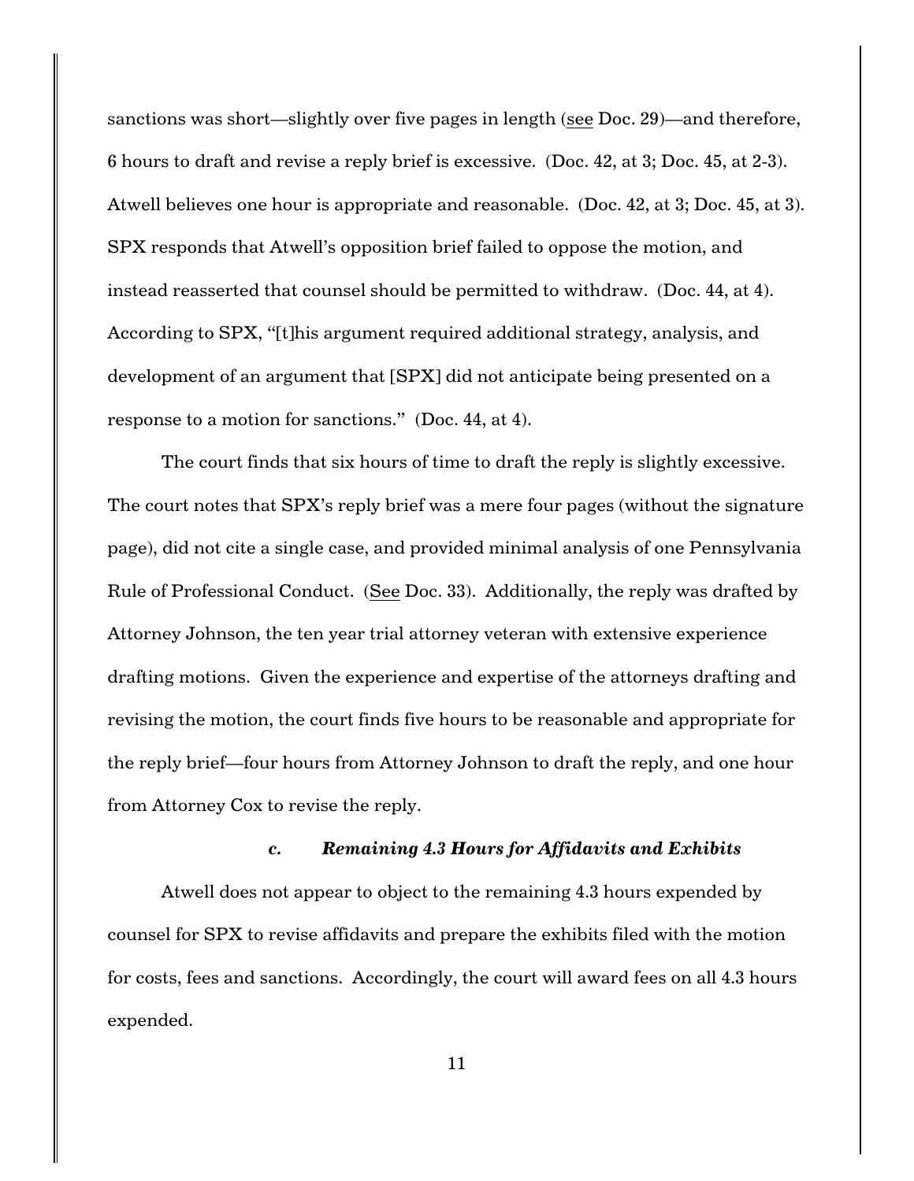sanctions was short—slightly over five pages in length (see Doc. 29)—and therefore, 6 hours to draft and revise a reply brief is excessive. (Doc. 42, at 3; Doc. 45, at 2-3). Atwell believes one hour is appropriate and reasonable. (Doc. 42, at 3; Doc. 45, at 3). SPX responds that Atwell's opposition brief failed to oppose the motion, and instead reasserted that counsel should be permitted to withdraw. (Doc. 44, at 4). According to SPX, "[t]his argument required additional strategy, analysis, and development of an argument that [SPX] did not anticipate being presented on a response to a motion for sanctions." (Doc. 44, at 4).

The court finds that six hours of time to draft the reply is slightly excessive. The court notes that SPX's reply brief was a mere four pages (without the signature page), did not cite a single case, and provided minimal analysis of one Pennsylvania Rule of Professional Conduct. (See Doc. 33). Additionally, the reply was drafted by Attorney Johnson, the ten year trial attorney veteran with extensive experience drafting motions. Given the experience and expertise of the attorneys drafting and revising the motion, the court finds five hours to be reasonable and appropriate for the reply brief—four hours from Attorney Johnson to draft the reply, and one hour from Attorney Cox to revise the reply.

#### *c. Remaining 4.3 Hours for Affidavits and Exhibits*

Atwell does not appear to object to the remaining 4.3 hours expended by counsel for SPX to revise affidavits and prepare the exhibits filed with the motion for costs, fees and sanctions. Accordingly, the court will award fees on all 4.3 hours expended.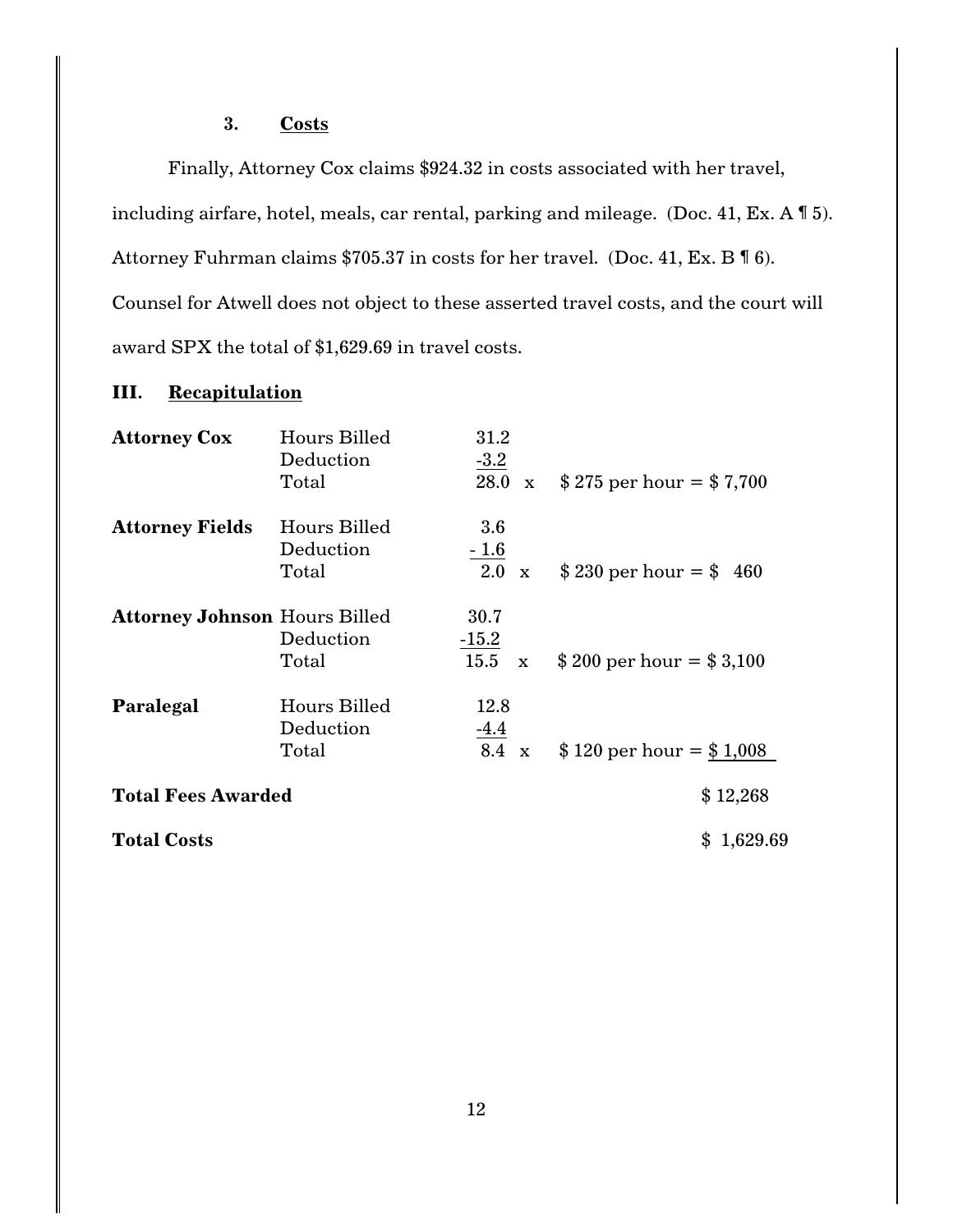### 3. Costs

Finally, Attorney Cox claims $924.32 in costs associated with her travel, including airfare, hotel, meals, car rental, parking and mileage. (Doc. 41, Ex. A ¶ 5). Attorney Fuhrman claims $705.37 in costs for her travel. (Doc. 41, Ex. B ¶ 6). Counsel for Atwell does not object to these asserted travel costs, and the court will award SPX the total of $1,629.69 in travel costs.

## III. Recapitulation

| | | | | |
|---|---|---|---|---|
| **Attorney Cox** | Hours Billed | 31.2 | | |
| | Deduction | -3.2 | | |
| | Total | 28.0 | x | $ 275 per hour = $ 7,700 |
| **Attorney Fields** | Hours Billed | 3.6 | | |
| | Deduction | - 1.6 | | |
| | Total | 2.0 | x | $ 230 per hour = $ 460 |
| **Attorney Johnson** | Hours Billed | 30.7 | | |
| | Deduction | -15.2 | | |
| | Total | 15.5 | x | $ 200 per hour = $ 3,100 |
| **Paralegal** | Hours Billed | 12.8 | | |
| | Deduction | -4.4 | | |
| | Total | 8.4 | x | $ 120 per hour = $ 1,008 |

| | |
|---|---|
| **Total Fees Awarded** | $ 12,268 |
| **Total Costs** | $ 1,629.69 |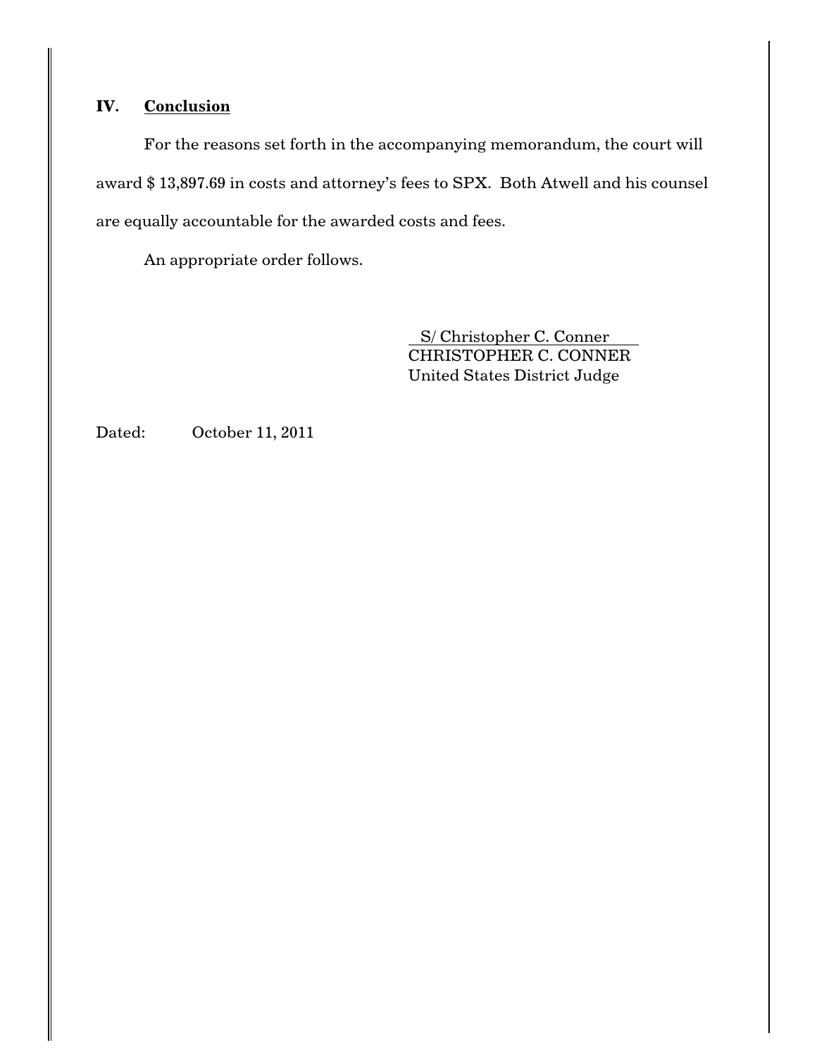## IV. **Conclusion**

For the reasons set forth in the accompanying memorandum, the court will award $ 13,897.69 in costs and attorney's fees to SPX. Both Atwell and his counsel are equally accountable for the awarded costs and fees.

An appropriate order follows.

S/ Christopher C. Conner
CHRISTOPHER C. CONNER
United States District Judge

Dated: October 11, 2011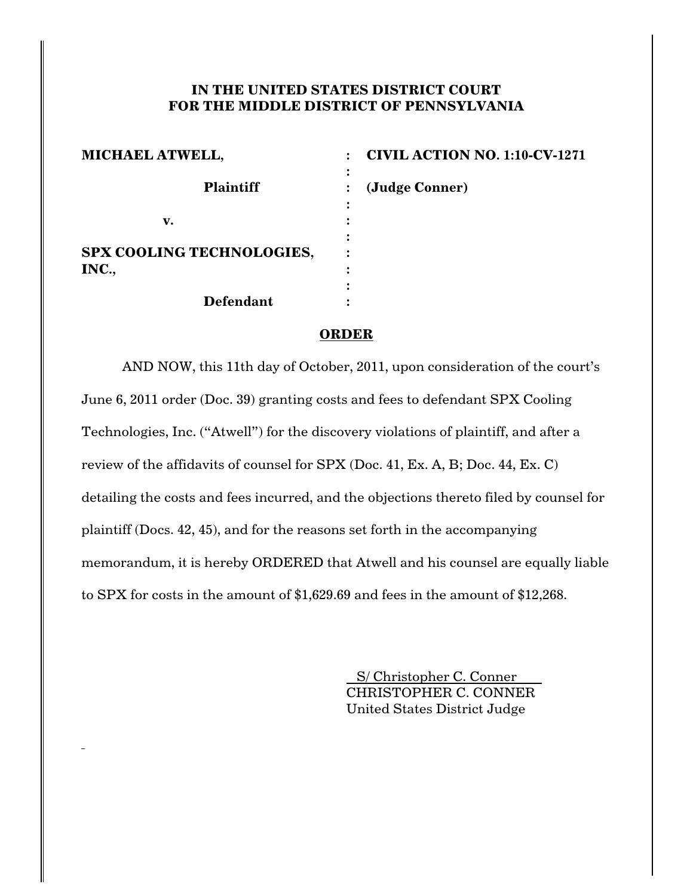**IN THE UNITED STATES DISTRICT COURT**
**FOR THE MIDDLE DISTRICT OF PENNSYLVANIA**

| | | |
|---|---|---|
| **MICHAEL ATWELL,** | : | **CIVIL ACTION NO. 1:10-CV-1271** |
| | : | |
| **Plaintiff** | : | **(Judge Conner)** |
| | : | |
| **v.** | : | |
| | : | |
| **SPX COOLING TECHNOLOGIES, INC.,** | : | |
| | : | |
| **Defendant** | : | |

## ORDER

AND NOW, this 11th day of October, 2011, upon consideration of the court's June 6, 2011 order (Doc. 39) granting costs and fees to defendant SPX Cooling Technologies, Inc. ("Atwell") for the discovery violations of plaintiff, and after a review of the affidavits of counsel for SPX (Doc. 41, Ex. A, B; Doc. 44, Ex. C) detailing the costs and fees incurred, and the objections thereto filed by counsel for plaintiff (Docs. 42, 45), and for the reasons set forth in the accompanying memorandum, it is hereby ORDERED that Atwell and his counsel are equally liable to SPX for costs in the amount of $1,629.69 and fees in the amount of $12,268.

S/ Christopher C. Conner
CHRISTOPHER C. CONNER
United States District Judge